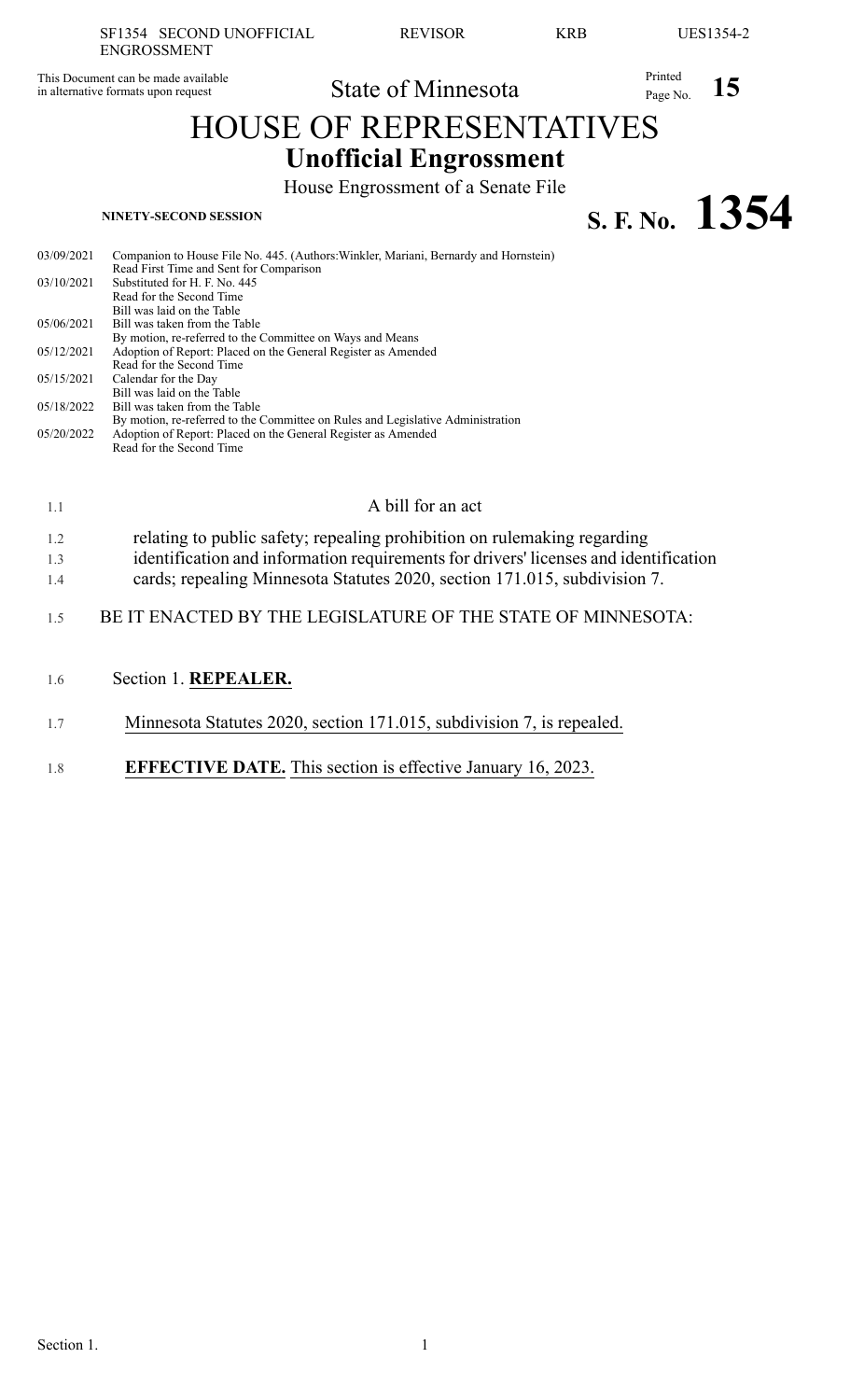This Document can be made available in alternative formats upon request

State of Minnesota

Printed Page No. 15

# HOUSE OF REPRESENTATIVES

## Unofficial Engrossment

House Engrossment of a Senate File

**NINETY-SECOND SESSION**

# S. F. No. 1354

| | |
|---|---|
| 03/09/2021 | Companion to House File No. 445. (Authors:Winkler, Mariani, Bernardy and Hornstein) Read First Time and Sent for Comparison |
| 03/10/2021 | Substituted for H. F. No. 445 Read for the Second Time Bill was laid on the Table |
| 05/06/2021 | Bill was taken from the Table By motion, re-referred to the Committee on Ways and Means |
| 05/12/2021 | Adoption of Report: Placed on the General Register as Amended Read for the Second Time |
| 05/15/2021 | Calendar for the Day Bill was laid on the Table |
| 05/18/2022 | Bill was taken from the Table By motion, re-referred to the Committee on Rules and Legislative Administration |
| 05/20/2022 | Adoption of Report: Placed on the General Register as Amended Read for the Second Time |

1.1 A bill for an act

1.2 relating to public safety; repealing prohibition on rulemaking regarding
1.3 identification and information requirements for drivers' licenses and identification
1.4 cards; repealing Minnesota Statutes 2020, section 171.015, subdivision 7.

1.5 BE IT ENACTED BY THE LEGISLATURE OF THE STATE OF MINNESOTA:

1.6 Section 1. **REPEALER.**

1.7 Minnesota Statutes 2020, section 171.015, subdivision 7, is repealed.

1.8 **EFFECTIVE DATE.** This section is effective January 16, 2023.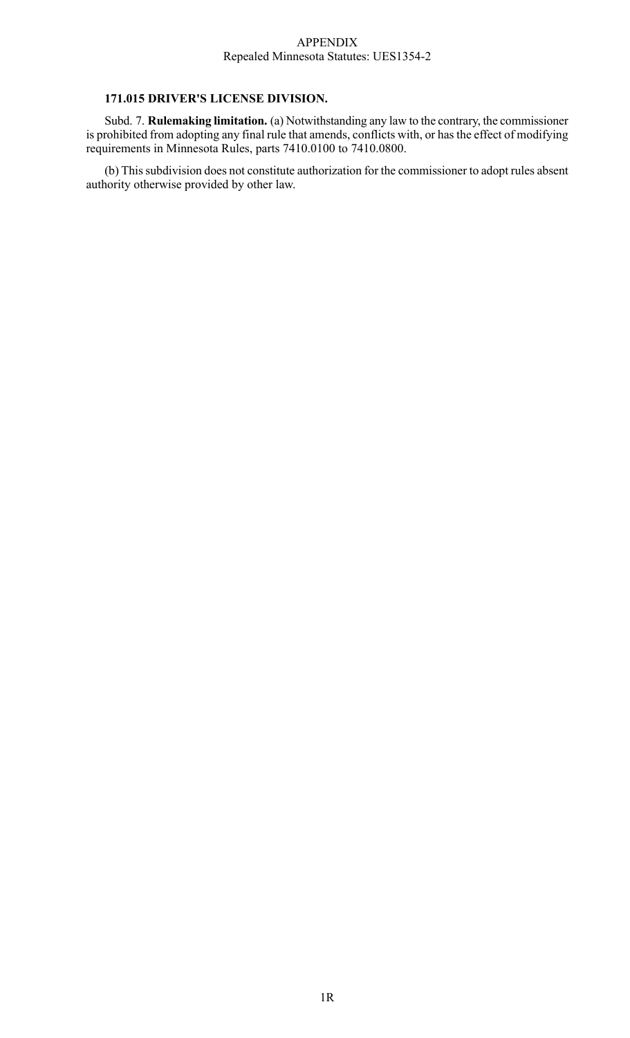APPENDIX
Repealed Minnesota Statutes: UES1354-2

### 171.015 DRIVER'S LICENSE DIVISION.

Subd. 7. **Rulemaking limitation.** (a) Notwithstanding any law to the contrary, the commissioner is prohibited from adopting any final rule that amends, conflicts with, or has the effect of modifying requirements in Minnesota Rules, parts 7410.0100 to 7410.0800.

(b) This subdivision does not constitute authorization for the commissioner to adopt rules absent authority otherwise provided by other law.